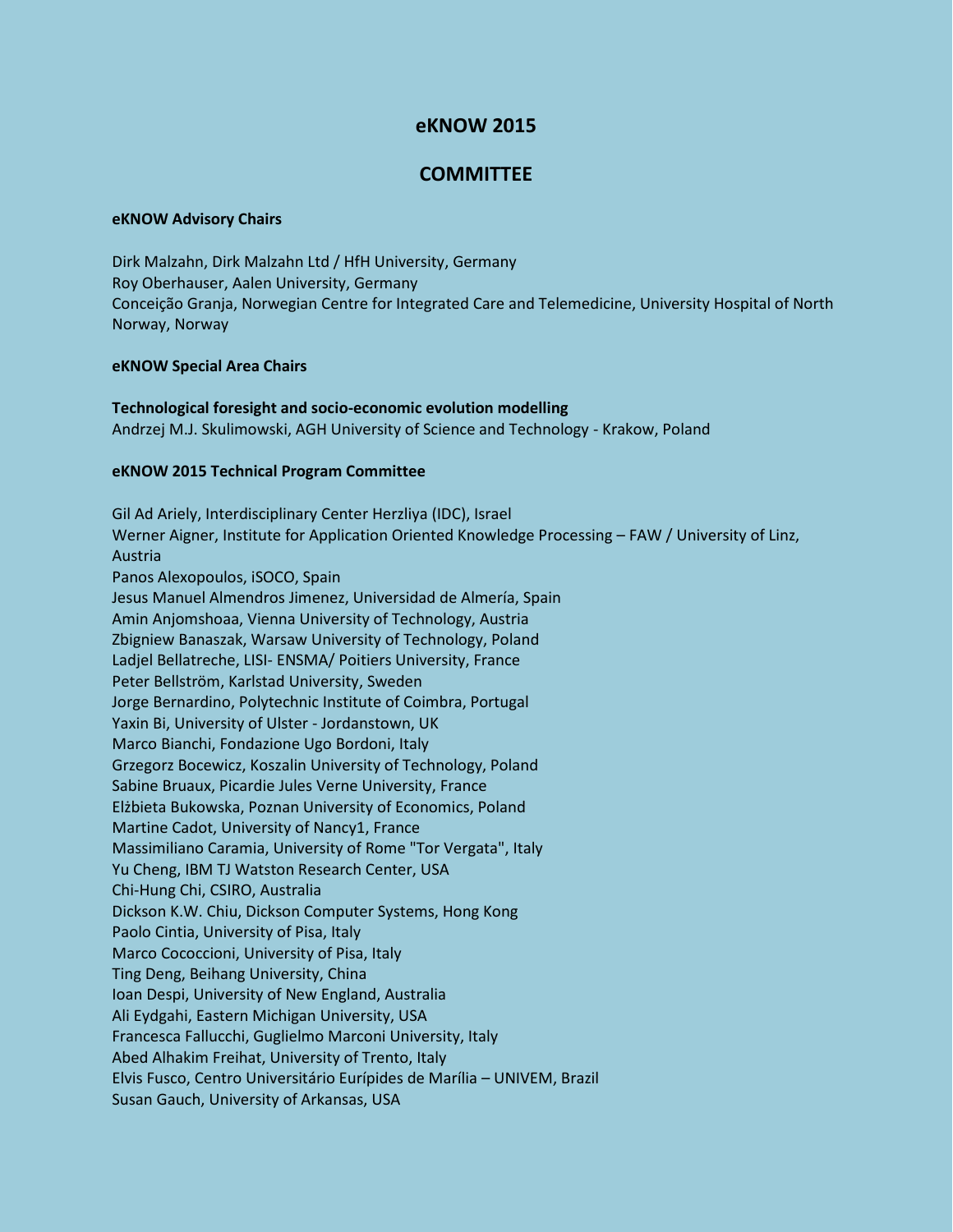# eKNOW 2015

## COMMITTEE

**eKNOW Advisory Chairs**

Dirk Malzahn, Dirk Malzahn Ltd / HfH University, Germany
Roy Oberhauser, Aalen University, Germany
Conceição Granja, Norwegian Centre for Integrated Care and Telemedicine, University Hospital of North Norway, Norway

**eKNOW Special Area Chairs**

**Technological foresight and socio-economic evolution modelling**
Andrzej M.J. Skulimowski, AGH University of Science and Technology - Krakow, Poland

**eKNOW 2015 Technical Program Committee**

Gil Ad Ariely, Interdisciplinary Center Herzliya (IDC), Israel
Werner Aigner, Institute for Application Oriented Knowledge Processing – FAW / University of Linz, Austria
Panos Alexopoulos, iSOCO, Spain
Jesus Manuel Almendros Jimenez, Universidad de Almería, Spain
Amin Anjomshoaa, Vienna University of Technology, Austria
Zbigniew Banaszak, Warsaw University of Technology, Poland
Ladjel Bellatreche, LISI- ENSMA/ Poitiers University, France
Peter Bellström, Karlstad University, Sweden
Jorge Bernardino, Polytechnic Institute of Coimbra, Portugal
Yaxin Bi, University of Ulster - Jordanstown, UK
Marco Bianchi, Fondazione Ugo Bordoni, Italy
Grzegorz Bocewicz, Koszalin University of Technology, Poland
Sabine Bruaux, Picardie Jules Verne University, France
Elżbieta Bukowska, Poznan University of Economics, Poland
Martine Cadot, University of Nancy1, France
Massimiliano Caramia, University of Rome "Tor Vergata", Italy
Yu Cheng, IBM TJ Watston Research Center, USA
Chi-Hung Chi, CSIRO, Australia
Dickson K.W. Chiu, Dickson Computer Systems, Hong Kong
Paolo Cintia, University of Pisa, Italy
Marco Cococcioni, University of Pisa, Italy
Ting Deng, Beihang University, China
Ioan Despi, University of New England, Australia
Ali Eydgahi, Eastern Michigan University, USA
Francesca Fallucchi, Guglielmo Marconi University, Italy
Abed Alhakim Freihat, University of Trento, Italy
Elvis Fusco, Centro Universitário Eurípides de Marília – UNIVEM, Brazil
Susan Gauch, University of Arkansas, USA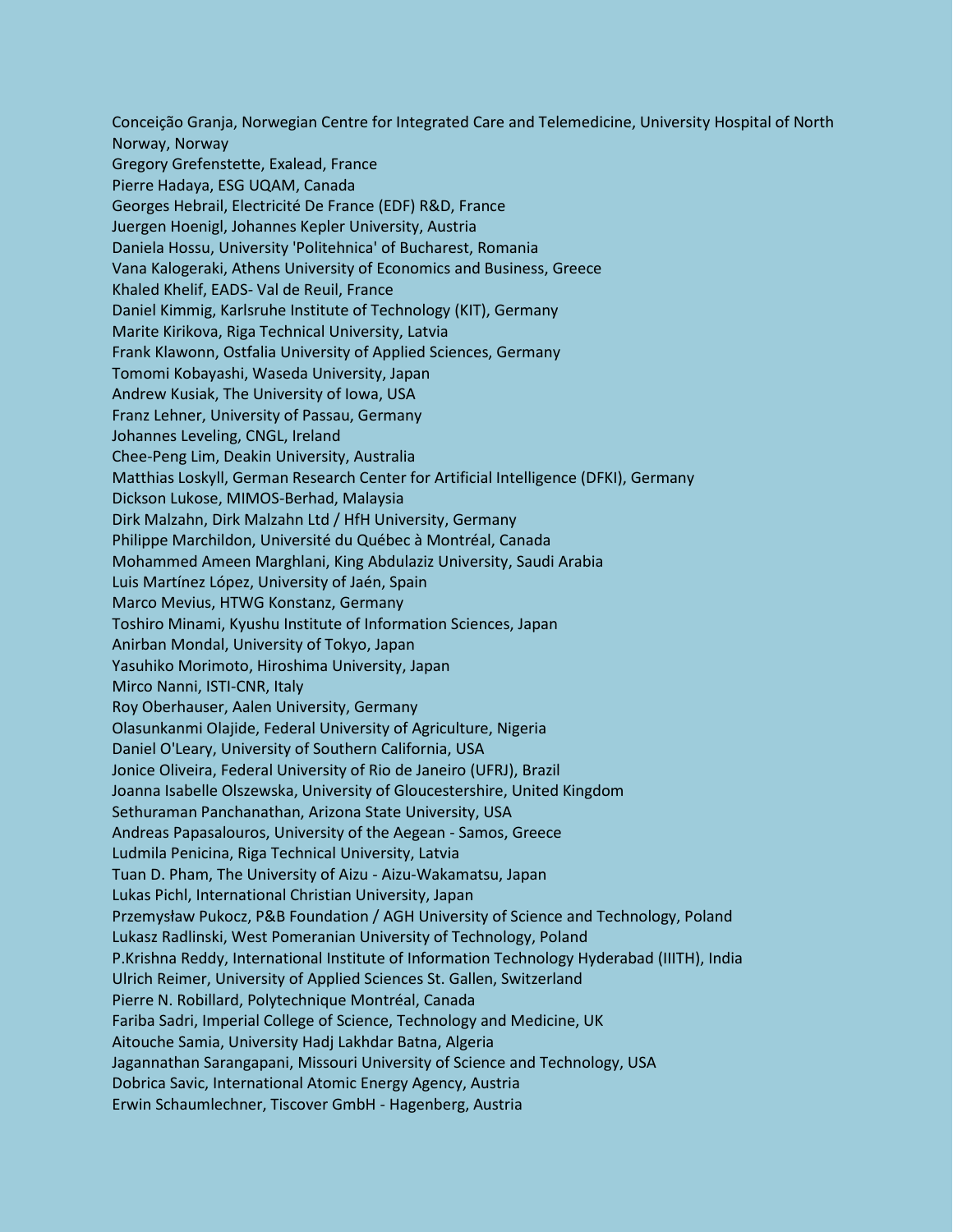Conceição Granja, Norwegian Centre for Integrated Care and Telemedicine, University Hospital of North Norway, Norway
Gregory Grefenstette, Exalead, France
Pierre Hadaya, ESG UQAM, Canada
Georges Hebrail, Electricité De France (EDF) R&D, France
Juergen Hoenigl, Johannes Kepler University, Austria
Daniela Hossu, University 'Politehnica' of Bucharest, Romania
Vana Kalogeraki, Athens University of Economics and Business, Greece
Khaled Khelif, EADS- Val de Reuil, France
Daniel Kimmig, Karlsruhe Institute of Technology (KIT), Germany
Marite Kirikova, Riga Technical University, Latvia
Frank Klawonn, Ostfalia University of Applied Sciences, Germany
Tomomi Kobayashi, Waseda University, Japan
Andrew Kusiak, The University of Iowa, USA
Franz Lehner, University of Passau, Germany
Johannes Leveling, CNGL, Ireland
Chee-Peng Lim, Deakin University, Australia
Matthias Loskyll, German Research Center for Artificial Intelligence (DFKI), Germany
Dickson Lukose, MIMOS-Berhad, Malaysia
Dirk Malzahn, Dirk Malzahn Ltd / HfH University, Germany
Philippe Marchildon, Université du Québec à Montréal, Canada
Mohammed Ameen Marghlani, King Abdulaziz University, Saudi Arabia
Luis Martínez López, University of Jaén, Spain
Marco Mevius, HTWG Konstanz, Germany
Toshiro Minami, Kyushu Institute of Information Sciences, Japan
Anirban Mondal, University of Tokyo, Japan
Yasuhiko Morimoto, Hiroshima University, Japan
Mirco Nanni, ISTI-CNR, Italy
Roy Oberhauser, Aalen University, Germany
Olasunkanmi Olajide, Federal University of Agriculture, Nigeria
Daniel O'Leary, University of Southern California, USA
Jonice Oliveira, Federal University of Rio de Janeiro (UFRJ), Brazil
Joanna Isabelle Olszewska, University of Gloucestershire, United Kingdom
Sethuraman Panchanathan, Arizona State University, USA
Andreas Papasalouros, University of the Aegean - Samos, Greece
Ludmila Penicina, Riga Technical University, Latvia
Tuan D. Pham, The University of Aizu - Aizu-Wakamatsu, Japan
Lukas Pichl, International Christian University, Japan
Przemysław Pukocz, P&B Foundation / AGH University of Science and Technology, Poland
Lukasz Radlinski, West Pomeranian University of Technology, Poland
P.Krishna Reddy, International Institute of Information Technology Hyderabad (IIITH), India
Ulrich Reimer, University of Applied Sciences St. Gallen, Switzerland
Pierre N. Robillard, Polytechnique Montréal, Canada
Fariba Sadri, Imperial College of Science, Technology and Medicine, UK
Aitouche Samia, University Hadj Lakhdar Batna, Algeria
Jagannathan Sarangapani, Missouri University of Science and Technology, USA
Dobrica Savic, International Atomic Energy Agency, Austria
Erwin Schaumlechner, Tiscover GmbH - Hagenberg, Austria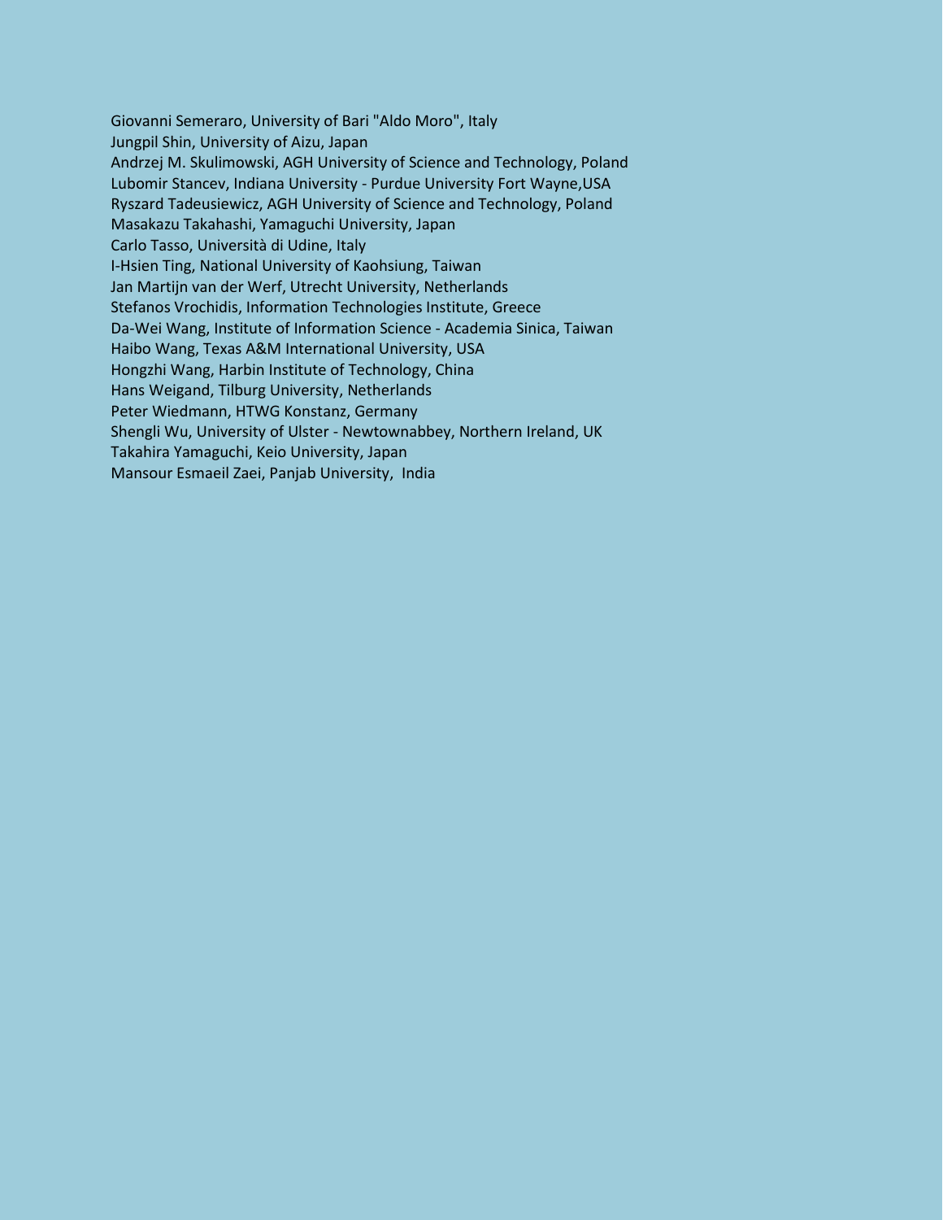Giovanni Semeraro, University of Bari "Aldo Moro", Italy
Jungpil Shin, University of Aizu, Japan
Andrzej M. Skulimowski, AGH University of Science and Technology, Poland
Lubomir Stancev, Indiana University - Purdue University Fort Wayne,USA
Ryszard Tadeusiewicz, AGH University of Science and Technology, Poland
Masakazu Takahashi, Yamaguchi University, Japan
Carlo Tasso, Università di Udine, Italy
I-Hsien Ting, National University of Kaohsiung, Taiwan
Jan Martijn van der Werf, Utrecht University, Netherlands
Stefanos Vrochidis, Information Technologies Institute, Greece
Da-Wei Wang, Institute of Information Science - Academia Sinica, Taiwan
Haibo Wang, Texas A&M International University, USA
Hongzhi Wang, Harbin Institute of Technology, China
Hans Weigand, Tilburg University, Netherlands
Peter Wiedmann, HTWG Konstanz, Germany
Shengli Wu, University of Ulster - Newtownabbey, Northern Ireland, UK
Takahira Yamaguchi, Keio University, Japan
Mansour Esmaeil Zaei, Panjab University, India